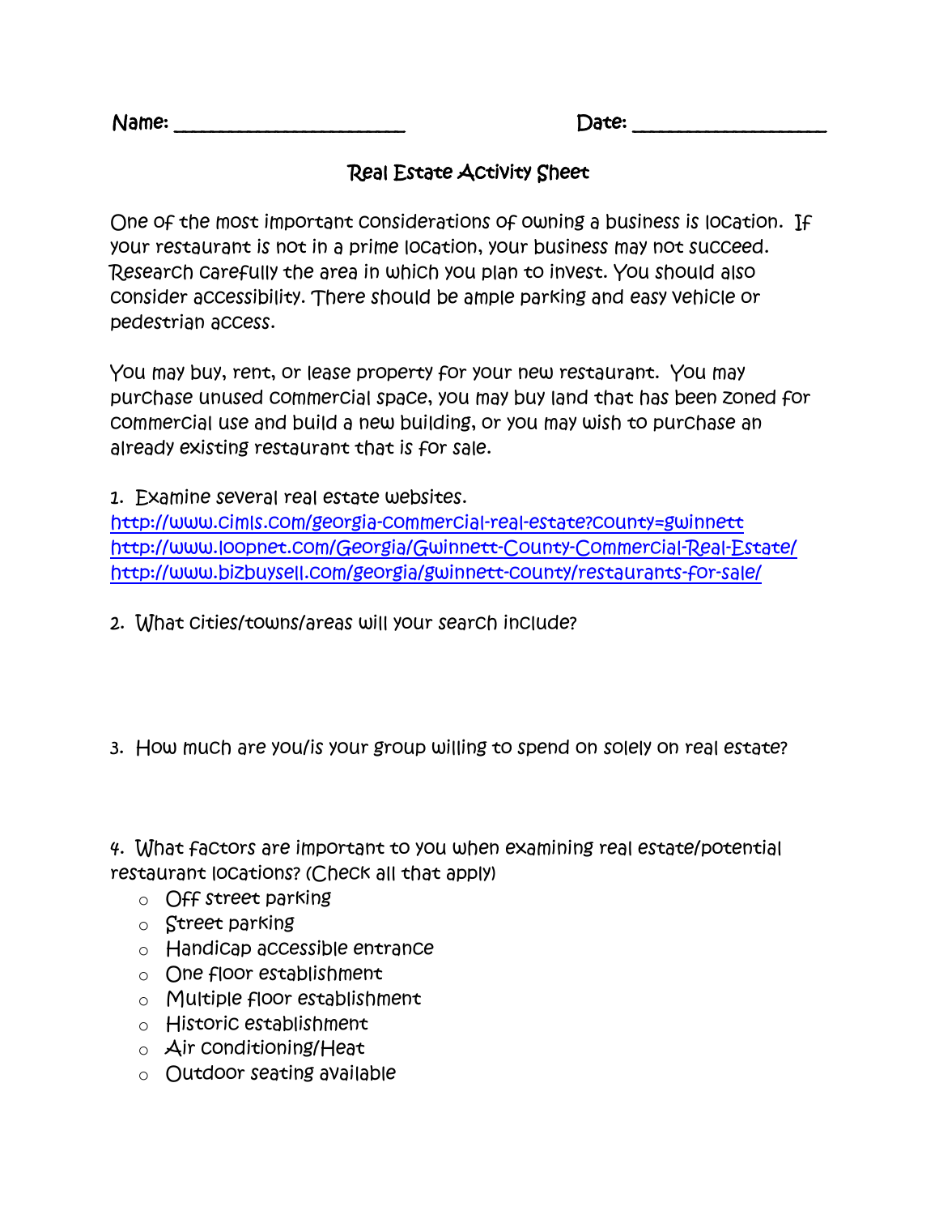Name: ______________________ Date: ___________________

## Real Estate Activity Sheet

One of the most important considerations of owning a business is location. If your restaurant is not in a prime location, your business may not succeed. Research carefully the area in which you plan to invest. You should also consider accessibility. There should be ample parking and easy vehicle or pedestrian access.

You may buy, rent, or lease property for your new restaurant. You may purchase unused commercial space, you may buy land that has been zoned for commercial use and build a new building, or you may wish to purchase an already existing restaurant that is for sale.

1. Examine several real estate websites.
http://www.cimls.com/georgia-commercial-real-estate?county=gwinnett
http://www.loopnet.com/Georgia/Gwinnett-County-Commercial-Real-Estate/
http://www.bizbuysell.com/georgia/gwinnett-county/restaurants-for-sale/

2. What cities/towns/areas will your search include?

3. How much are you/is your group willing to spend on solely on real estate?

4. What factors are important to you when examining real estate/potential restaurant locations? (Check all that apply)
   - Off street parking
   - Street parking
   - Handicap accessible entrance
   - One floor establishment
   - Multiple floor establishment
   - Historic establishment
   - Air conditioning/Heat
   - Outdoor seating available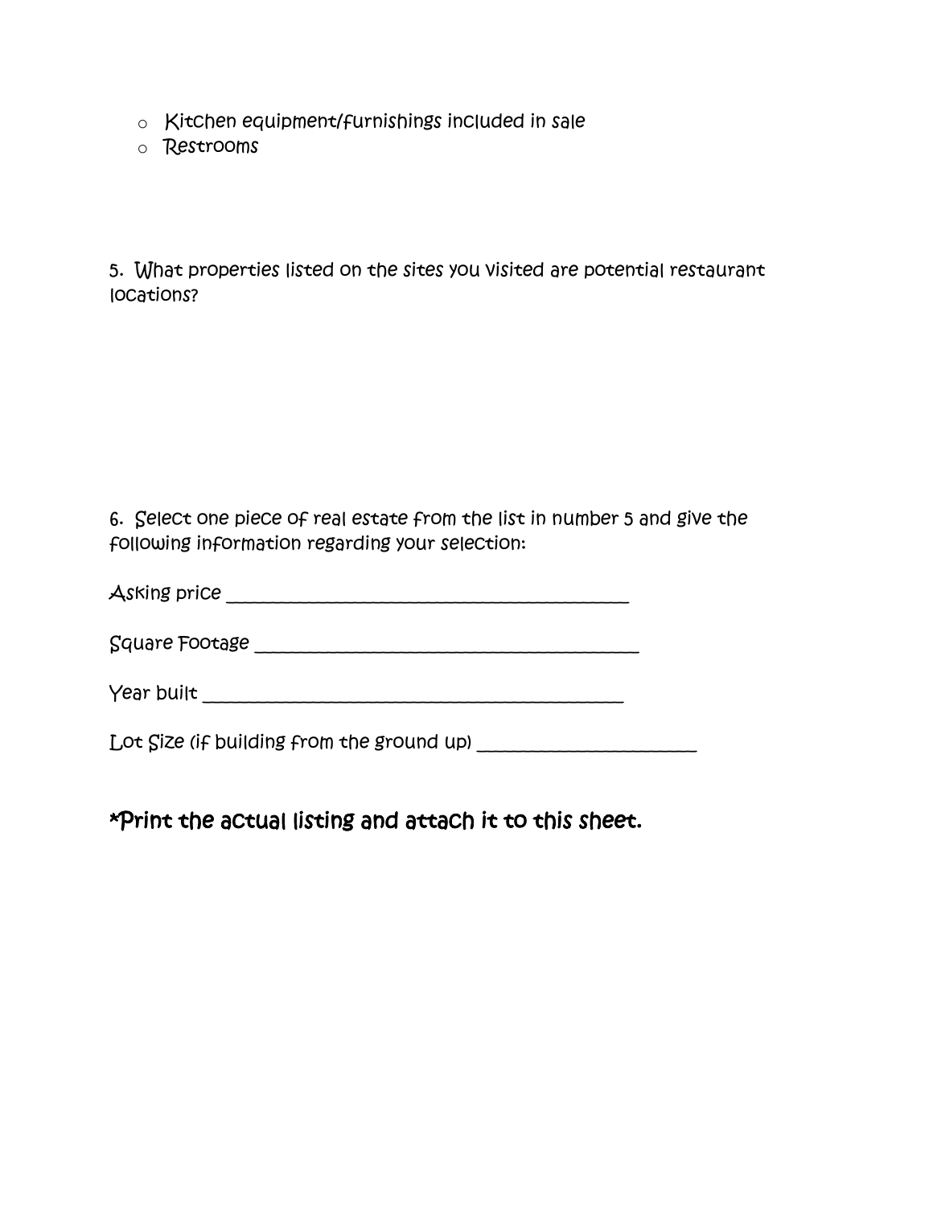- Kitchen equipment/furnishings included in sale
- Restrooms

5. What properties listed on the sites you visited are potential restaurant locations?

6. Select one piece of real estate from the list in number 5 and give the following information regarding your selection:

Asking price ___________________________________________

Square Footage _________________________________________

Year built ____________________________________________

Lot Size (if building from the ground up) _______________________

**\*Print the actual listing and attach it to this sheet.**